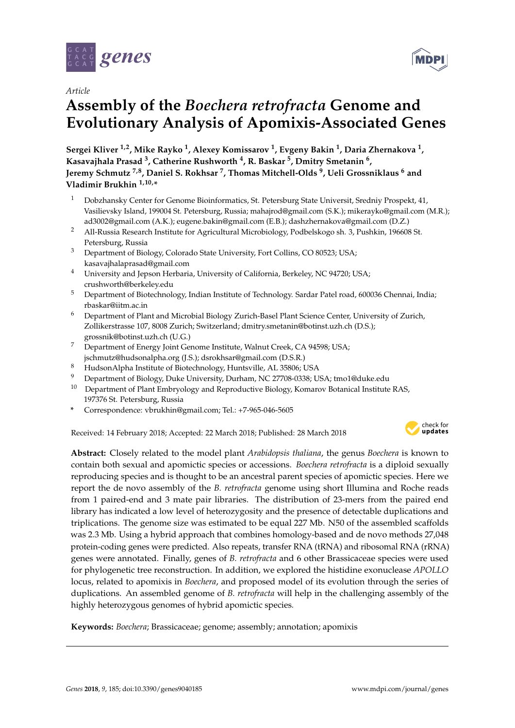*Article*

# Assembly of the *Boechera retrofracta* Genome and Evolutionary Analysis of Apomixis-Associated Genes

**Sergei Kliver [1,2], Mike Rayko [1], Alexey Komissarov [1], Evgeny Bakin [1], Daria Zhernakova [1], Kasavajhala Prasad [3], Catherine Rushworth [4], R. Baskar [5], Dmitry Smetanin [6], Jeremy Schmutz [7,8], Daniel S. Rokhsar [7], Thomas Mitchell-Olds [9], Ueli Grossniklaus [6] and Vladimir Brukhin [1,10,*]**

1. Dobzhansky Center for Genome Bioinformatics, St. Petersburg State Universit, Sredniy Prospekt, 41, Vasilievsky Island, 199004 St. Petersburg, Russia; mahajrod@gmail.com (S.K.); mikerayko@gmail.com (M.R.); ad3002@gmail.com (A.K.); eugene.bakin@gmail.com (E.B.); dashzhernakova@gmail.com (D.Z.)
2. All-Russia Research Institute for Agricultural Microbiology, Podbelskogo sh. 3, Pushkin, 196608 St. Petersburg, Russia
3. Department of Biology, Colorado State University, Fort Collins, CO 80523; USA; kasavajhalaprasad@gmail.com
4. University and Jepson Herbaria, University of California, Berkeley, NC 94720; USA; crushworth@berkeley.edu
5. Department of Biotechnology, Indian Institute of Technology. Sardar Patel road, 600036 Chennai, India; rbaskar@iitm.ac.in
6. Department of Plant and Microbial Biology Zurich-Basel Plant Science Center, University of Zurich, Zollikerstrasse 107, 8008 Zurich; Switzerland; dmitry.smetanin@botinst.uzh.ch (D.S.); grossnik@botinst.uzh.ch (U.G.)
7. Department of Energy Joint Genome Institute, Walnut Creek, CA 94598; USA; jschmutz@hudsonalpha.org (J.S.); dsrokhsar@gmail.com (D.S.R.)
8. HudsonAlpha Institute of Biotechnology, Huntsville, AL 35806; USA
9. Department of Biology, Duke University, Durham, NC 27708-0338; USA; tmo1@duke.edu
10. Department of Plant Embryology and Reproductive Biology, Komarov Botanical Institute RAS, 197376 St. Petersburg, Russia

\* Correspondence: vbrukhin@gmail.com; Tel.: +7-965-046-5605

Received: 14 February 2018; Accepted: 22 March 2018; Published: 28 March 2018

**Abstract:** Closely related to the model plant *Arabidopsis thaliana*, the genus *Boechera* is known to contain both sexual and apomictic species or accessions. *Boechera retrofracta* is a diploid sexually reproducing species and is thought to be an ancestral parent species of apomictic species. Here we report the de novo assembly of the *B. retrofracta* genome using short Illumina and Roche reads from 1 paired-end and 3 mate pair libraries. The distribution of 23-mers from the paired end library has indicated a low level of heterozygosity and the presence of detectable duplications and triplications. The genome size was estimated to be equal 227 Mb. N50 of the assembled scaffolds was 2.3 Mb. Using a hybrid approach that combines homology-based and de novo methods 27,048 protein-coding genes were predicted. Also repeats, transfer RNA (tRNA) and ribosomal RNA (rRNA) genes were annotated. Finally, genes of *B. retrofracta* and 6 other Brassicaceae species were used for phylogenetic tree reconstruction. In addition, we explored the histidine exonuclease *APOLLO* locus, related to apomixis in *Boechera*, and proposed model of its evolution through the series of duplications. An assembled genome of *B. retrofracta* will help in the challenging assembly of the highly heterozygous genomes of hybrid apomictic species.

**Keywords:** *Boechera*; Brassicaceae; genome; assembly; annotation; apomixis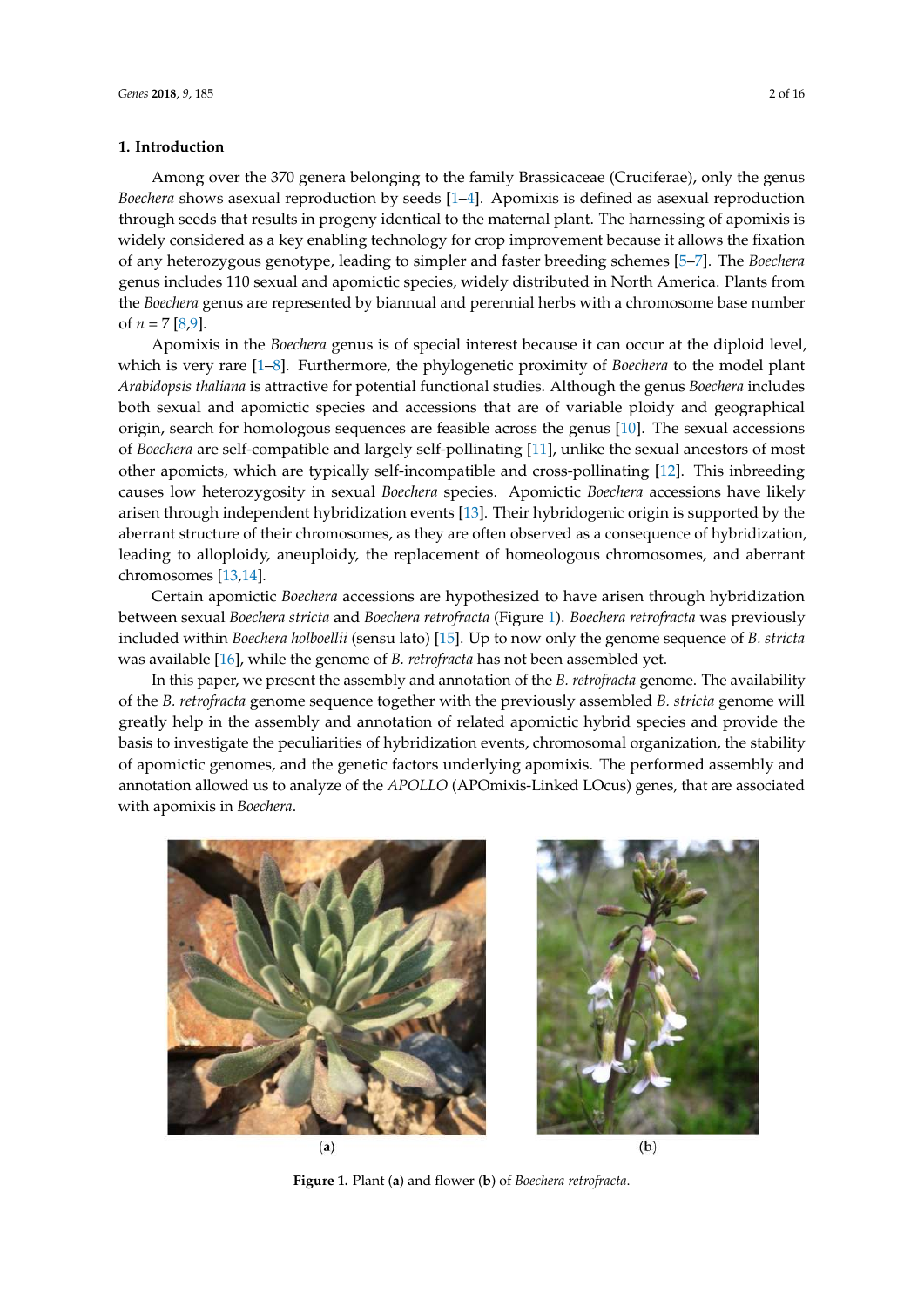## 1. Introduction

Among over the 370 genera belonging to the family Brassicaceae (Cruciferae), only the genus *Boechera* shows asexual reproduction by seeds [1–4]. Apomixis is defined as asexual reproduction through seeds that results in progeny identical to the maternal plant. The harnessing of apomixis is widely considered as a key enabling technology for crop improvement because it allows the fixation of any heterozygous genotype, leading to simpler and faster breeding schemes [5–7]. The *Boechera* genus includes 110 sexual and apomictic species, widely distributed in North America. Plants from the *Boechera* genus are represented by biannual and perennial herbs with a chromosome base number of $n = 7$ [8,9].

Apomixis in the *Boechera* genus is of special interest because it can occur at the diploid level, which is very rare [1–8]. Furthermore, the phylogenetic proximity of *Boechera* to the model plant *Arabidopsis thaliana* is attractive for potential functional studies. Although the genus *Boechera* includes both sexual and apomictic species and accessions that are of variable ploidy and geographical origin, search for homologous sequences are feasible across the genus [10]. The sexual accessions of *Boechera* are self-compatible and largely self-pollinating [11], unlike the sexual ancestors of most other apomicts, which are typically self-incompatible and cross-pollinating [12]. This inbreeding causes low heterozygosity in sexual *Boechera* species. Apomictic *Boechera* accessions have likely arisen through independent hybridization events [13]. Their hybridogenic origin is supported by the aberrant structure of their chromosomes, as they are often observed as a consequence of hybridization, leading to alloploidy, aneuploidy, the replacement of homeologous chromosomes, and aberrant chromosomes [13,14].

Certain apomictic *Boechera* accessions are hypothesized to have arisen through hybridization between sexual *Boechera stricta* and *Boechera retrofracta* (Figure 1). *Boechera retrofracta* was previously included within *Boechera holboellii* (sensu lato) [15]. Up to now only the genome sequence of *B. stricta* was available [16], while the genome of *B. retrofracta* has not been assembled yet.

In this paper, we present the assembly and annotation of the *B. retrofracta* genome. The availability of the *B. retrofracta* genome sequence together with the previously assembled *B. stricta* genome will greatly help in the assembly and annotation of related apomictic hybrid species and provide the basis to investigate the peculiarities of hybridization events, chromosomal organization, the stability of apomictic genomes, and the genetic factors underlying apomixis. The performed assembly and annotation allowed us to analyze of the *APOLLO* (APOmixis-Linked LOcus) genes, that are associated with apomixis in *Boechera*.

(a) (b)

**Figure 1.** Plant (**a**) and flower (**b**) of *Boechera retrofracta*.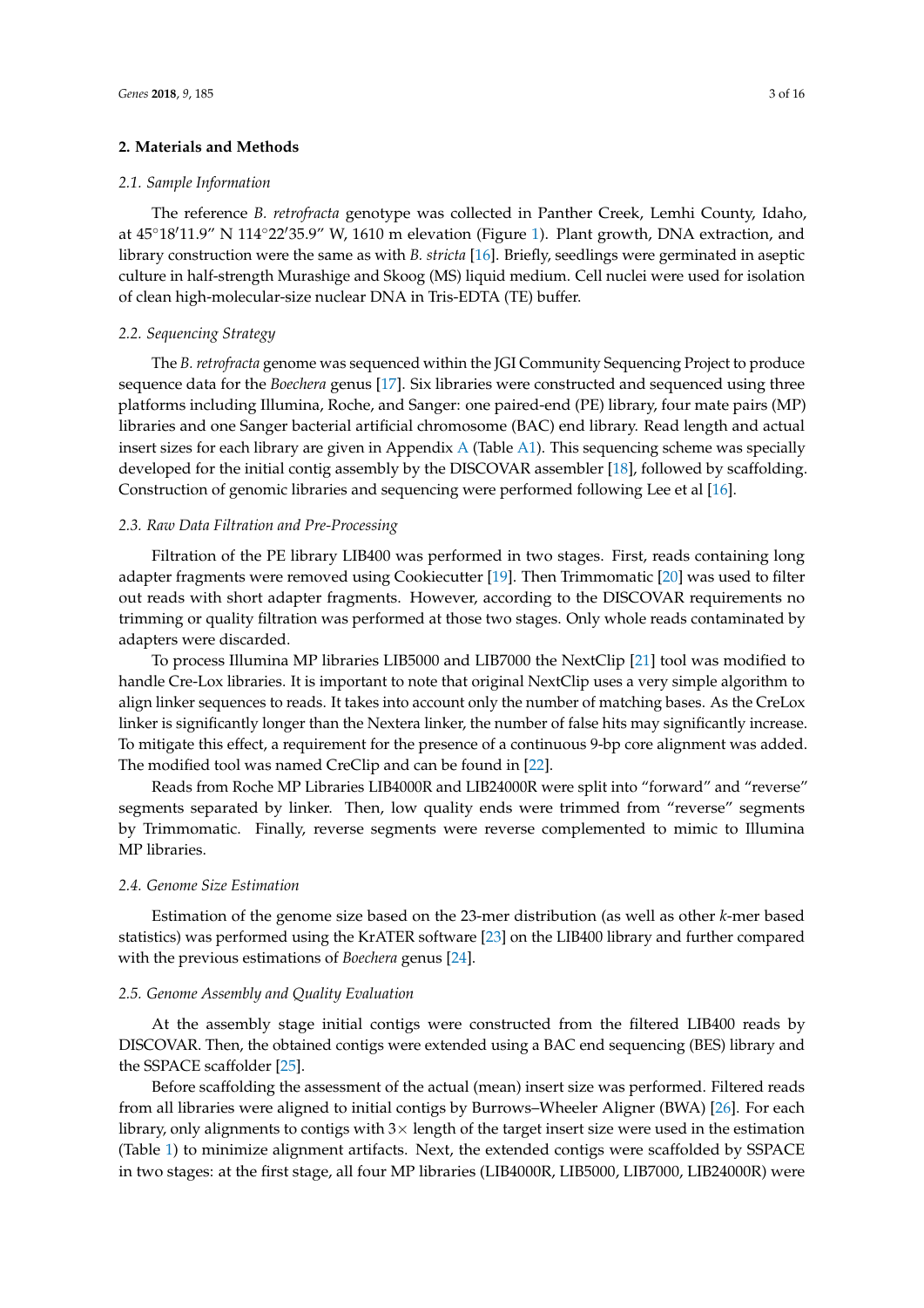## 2. Materials and Methods

### 2.1. Sample Information

The reference *B. retrofracta* genotype was collected in Panther Creek, Lemhi County, Idaho, at 45°18′11.9″ N 114°22′35.9″ W, 1610 m elevation (Figure 1). Plant growth, DNA extraction, and library construction were the same as with *B. stricta* [16]. Briefly, seedlings were germinated in aseptic culture in half-strength Murashige and Skoog (MS) liquid medium. Cell nuclei were used for isolation of clean high-molecular-size nuclear DNA in Tris-EDTA (TE) buffer.

### 2.2. Sequencing Strategy

The *B. retrofracta* genome was sequenced within the JGI Community Sequencing Project to produce sequence data for the *Boechera* genus [17]. Six libraries were constructed and sequenced using three platforms including Illumina, Roche, and Sanger: one paired-end (PE) library, four mate pairs (MP) libraries and one Sanger bacterial artificial chromosome (BAC) end library. Read length and actual insert sizes for each library are given in Appendix A (Table A1). This sequencing scheme was specially developed for the initial contig assembly by the DISCOVAR assembler [18], followed by scaffolding. Construction of genomic libraries and sequencing were performed following Lee et al [16].

### 2.3. Raw Data Filtration and Pre-Processing

Filtration of the PE library LIB400 was performed in two stages. First, reads containing long adapter fragments were removed using Cookiecutter [19]. Then Trimmomatic [20] was used to filter out reads with short adapter fragments. However, according to the DISCOVAR requirements no trimming or quality filtration was performed at those two stages. Only whole reads contaminated by adapters were discarded.

To process Illumina MP libraries LIB5000 and LIB7000 the NextClip [21] tool was modified to handle Cre-Lox libraries. It is important to note that original NextClip uses a very simple algorithm to align linker sequences to reads. It takes into account only the number of matching bases. As the CreLox linker is significantly longer than the Nextera linker, the number of false hits may significantly increase. To mitigate this effect, a requirement for the presence of a continuous 9-bp core alignment was added. The modified tool was named CreClip and can be found in [22].

Reads from Roche MP Libraries LIB4000R and LIB24000R were split into "forward" and "reverse" segments separated by linker. Then, low quality ends were trimmed from "reverse" segments by Trimmomatic. Finally, reverse segments were reverse complemented to mimic to Illumina MP libraries.

### 2.4. Genome Size Estimation

Estimation of the genome size based on the 23-mer distribution (as well as other $k$-mer based statistics) was performed using the KrATER software [23] on the LIB400 library and further compared with the previous estimations of *Boechera* genus [24].

### 2.5. Genome Assembly and Quality Evaluation

At the assembly stage initial contigs were constructed from the filtered LIB400 reads by DISCOVAR. Then, the obtained contigs were extended using a BAC end sequencing (BES) library and the SSPACE scaffolder [25].

Before scaffolding the assessment of the actual (mean) insert size was performed. Filtered reads from all libraries were aligned to initial contigs by Burrows–Wheeler Aligner (BWA) [26]. For each library, only alignments to contigs with 3× length of the target insert size were used in the estimation (Table 1) to minimize alignment artifacts. Next, the extended contigs were scaffolded by SSPACE in two stages: at the first stage, all four MP libraries (LIB4000R, LIB5000, LIB7000, LIB24000R) were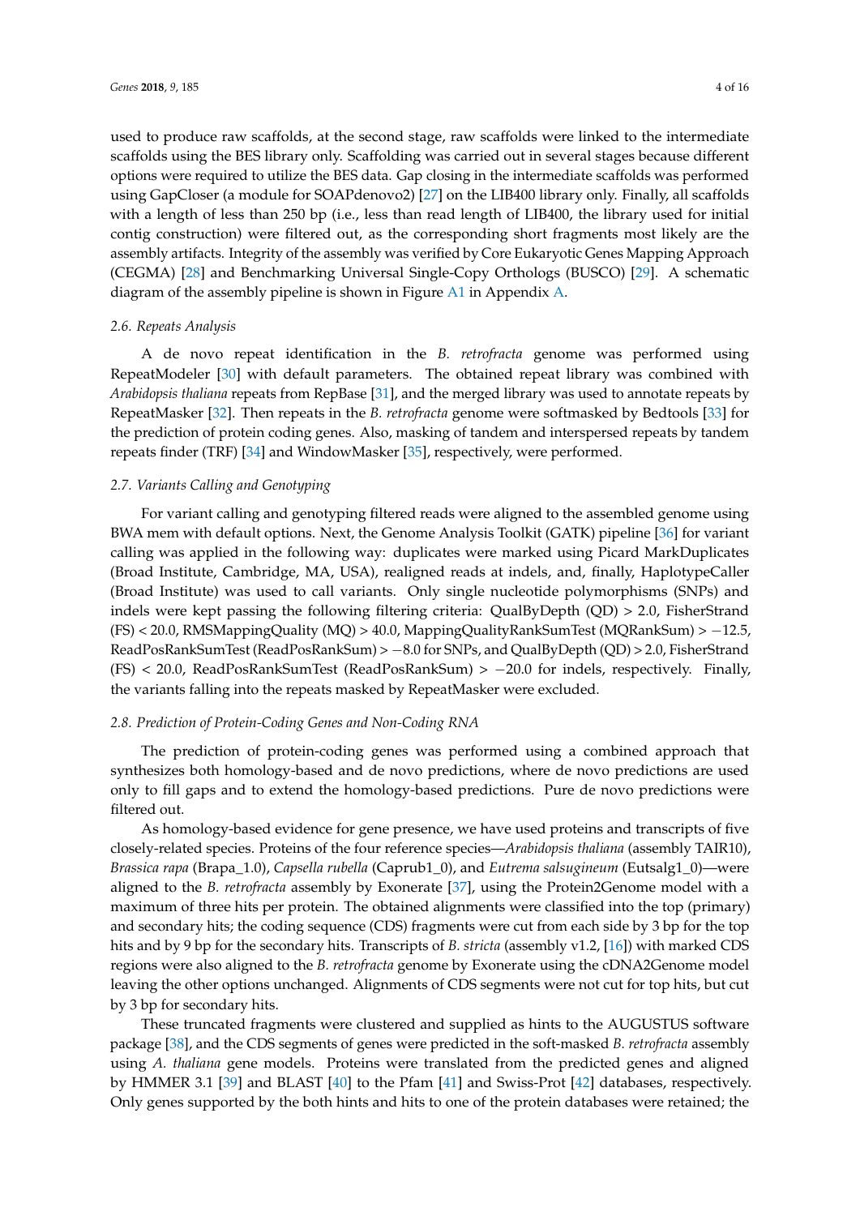used to produce raw scaffolds, at the second stage, raw scaffolds were linked to the intermediate scaffolds using the BES library only. Scaffolding was carried out in several stages because different options were required to utilize the BES data. Gap closing in the intermediate scaffolds was performed using GapCloser (a module for SOAPdenovo2) [27] on the LIB400 library only. Finally, all scaffolds with a length of less than 250 bp (i.e., less than read length of LIB400, the library used for initial contig construction) were filtered out, as the corresponding short fragments most likely are the assembly artifacts. Integrity of the assembly was verified by Core Eukaryotic Genes Mapping Approach (CEGMA) [28] and Benchmarking Universal Single-Copy Orthologs (BUSCO) [29]. A schematic diagram of the assembly pipeline is shown in Figure A1 in Appendix A.

### 2.6. Repeats Analysis

A de novo repeat identification in the *B. retrofracta* genome was performed using RepeatModeler [30] with default parameters. The obtained repeat library was combined with *Arabidopsis thaliana* repeats from RepBase [31], and the merged library was used to annotate repeats by RepeatMasker [32]. Then repeats in the *B. retrofracta* genome were softmasked by Bedtools [33] for the prediction of protein coding genes. Also, masking of tandem and interspersed repeats by tandem repeats finder (TRF) [34] and WindowMasker [35], respectively, were performed.

### 2.7. Variants Calling and Genotyping

For variant calling and genotyping filtered reads were aligned to the assembled genome using BWA mem with default options. Next, the Genome Analysis Toolkit (GATK) pipeline [36] for variant calling was applied in the following way: duplicates were marked using Picard MarkDuplicates (Broad Institute, Cambridge, MA, USA), realigned reads at indels, and, finally, HaplotypeCaller (Broad Institute) was used to call variants. Only single nucleotide polymorphisms (SNPs) and indels were kept passing the following filtering criteria: QualByDepth (QD) > 2.0, FisherStrand (FS) < 20.0, RMSMappingQuality (MQ) > 40.0, MappingQualityRankSumTest (MQRankSum) > −12.5, ReadPosRankSumTest (ReadPosRankSum) > −8.0 for SNPs, and QualByDepth (QD) > 2.0, FisherStrand (FS) < 20.0, ReadPosRankSumTest (ReadPosRankSum) > −20.0 for indels, respectively. Finally, the variants falling into the repeats masked by RepeatMasker were excluded.

### 2.8. Prediction of Protein-Coding Genes and Non-Coding RNA

The prediction of protein-coding genes was performed using a combined approach that synthesizes both homology-based and de novo predictions, where de novo predictions are used only to fill gaps and to extend the homology-based predictions. Pure de novo predictions were filtered out.

As homology-based evidence for gene presence, we have used proteins and transcripts of five closely-related species. Proteins of the four reference species—*Arabidopsis thaliana* (assembly TAIR10), *Brassica rapa* (Brapa_1.0), *Capsella rubella* (Caprub1_0), and *Eutrema salsugineum* (Eutsalg1_0)—were aligned to the *B. retrofracta* assembly by Exonerate [37], using the Protein2Genome model with a maximum of three hits per protein. The obtained alignments were classified into the top (primary) and secondary hits; the coding sequence (CDS) fragments were cut from each side by 3 bp for the top hits and by 9 bp for the secondary hits. Transcripts of *B. stricta* (assembly v1.2, [16]) with marked CDS regions were also aligned to the *B. retrofracta* genome by Exonerate using the cDNA2Genome model leaving the other options unchanged. Alignments of CDS segments were not cut for top hits, but cut by 3 bp for secondary hits.

These truncated fragments were clustered and supplied as hints to the AUGUSTUS software package [38], and the CDS segments of genes were predicted in the soft-masked *B. retrofracta* assembly using *A. thaliana* gene models. Proteins were translated from the predicted genes and aligned by HMMER 3.1 [39] and BLAST [40] to the Pfam [41] and Swiss-Prot [42] databases, respectively. Only genes supported by the both hints and hits to one of the protein databases were retained; the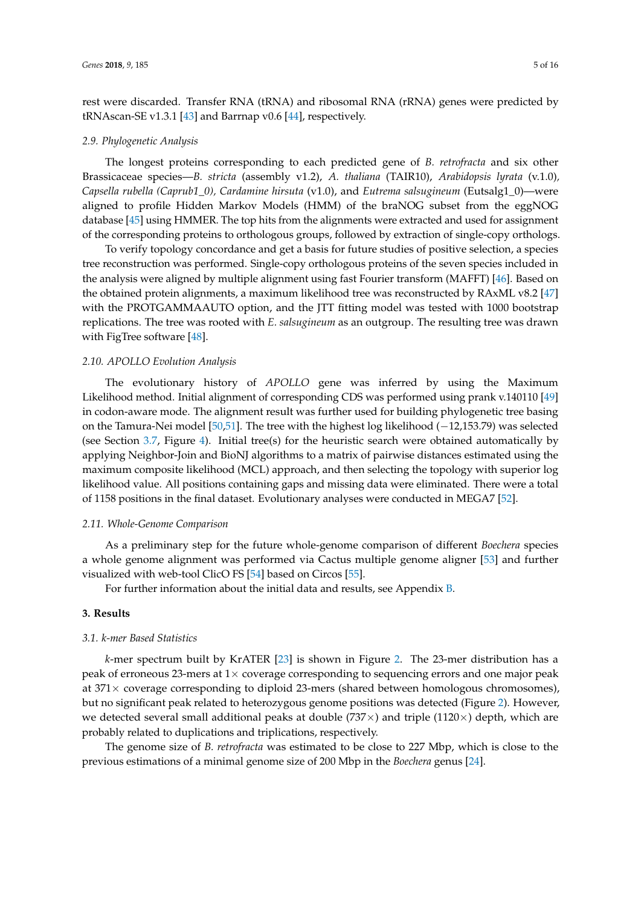rest were discarded. Transfer RNA (tRNA) and ribosomal RNA (rRNA) genes were predicted by tRNAscan-SE v1.3.1 [43] and Barrnap v0.6 [44], respectively.

### 2.9. Phylogenetic Analysis

The longest proteins corresponding to each predicted gene of *B. retrofracta* and six other Brassicaceae species—*B. stricta* (assembly v1.2), *A. thaliana* (TAIR10), *Arabidopsis lyrata* (v.1.0), *Capsella rubella (Caprub1_0), Cardamine hirsuta* (v1.0), and *Eutrema salsugineum* (Eutsalg1_0)—were aligned to profile Hidden Markov Models (HMM) of the braNOG subset from the eggNOG database [45] using HMMER. The top hits from the alignments were extracted and used for assignment of the corresponding proteins to orthologous groups, followed by extraction of single-copy orthologs.

To verify topology concordance and get a basis for future studies of positive selection, a species tree reconstruction was performed. Single-copy orthologous proteins of the seven species included in the analysis were aligned by multiple alignment using fast Fourier transform (MAFFT) [46]. Based on the obtained protein alignments, a maximum likelihood tree was reconstructed by RAxML v8.2 [47] with the PROTGAMMAAUTO option, and the JTT fitting model was tested with 1000 bootstrap replications. The tree was rooted with *E. salsugineum* as an outgroup. The resulting tree was drawn with FigTree software [48].

### 2.10. APOLLO Evolution Analysis

The evolutionary history of *APOLLO* gene was inferred by using the Maximum Likelihood method. Initial alignment of corresponding CDS was performed using prank v.140110 [49] in codon-aware mode. The alignment result was further used for building phylogenetic tree basing on the Tamura-Nei model [50,51]. The tree with the highest log likelihood (−12,153.79) was selected (see Section 3.7, Figure 4). Initial tree(s) for the heuristic search were obtained automatically by applying Neighbor-Join and BioNJ algorithms to a matrix of pairwise distances estimated using the maximum composite likelihood (MCL) approach, and then selecting the topology with superior log likelihood value. All positions containing gaps and missing data were eliminated. There were a total of 1158 positions in the final dataset. Evolutionary analyses were conducted in MEGA7 [52].

### 2.11. Whole-Genome Comparison

As a preliminary step for the future whole-genome comparison of different *Boechera* species a whole genome alignment was performed via Cactus multiple genome aligner [53] and further visualized with web-tool ClicO FS [54] based on Circos [55].

For further information about the initial data and results, see Appendix B.

## 3. Results

### 3.1. k-mer Based Statistics

*k*-mer spectrum built by KrATER [23] is shown in Figure 2. The 23-mer distribution has a peak of erroneous 23-mers at 1× coverage corresponding to sequencing errors and one major peak at 371× coverage corresponding to diploid 23-mers (shared between homologous chromosomes), but no significant peak related to heterozygous genome positions was detected (Figure 2). However, we detected several small additional peaks at double (737×) and triple (1120×) depth, which are probably related to duplications and triplications, respectively.

The genome size of *B. retrofracta* was estimated to be close to 227 Mbp, which is close to the previous estimations of a minimal genome size of 200 Mbp in the *Boechera* genus [24].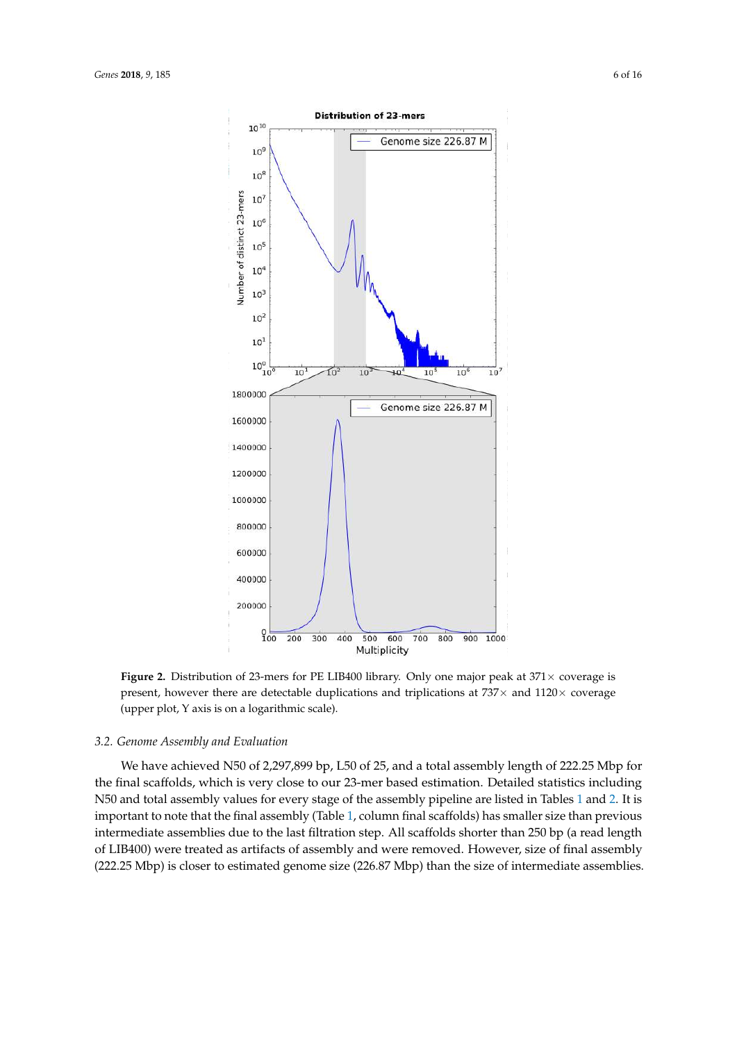**Figure 2.** Distribution of 23-mers for PE LIB400 library. Only one major peak at 371× coverage is present, however there are detectable duplications and triplications at 737× and 1120× coverage (upper plot, Y axis is on a logarithmic scale).

### 3.2. Genome Assembly and Evaluation

We have achieved N50 of 2,297,899 bp, L50 of 25, and a total assembly length of 222.25 Mbp for the final scaffolds, which is very close to our 23-mer based estimation. Detailed statistics including N50 and total assembly values for every stage of the assembly pipeline are listed in Tables 1 and 2. It is important to note that the final assembly (Table 1, column final scaffolds) has smaller size than previous intermediate assemblies due to the last filtration step. All scaffolds shorter than 250 bp (a read length of LIB400) were treated as artifacts of assembly and were removed. However, size of final assembly (222.25 Mbp) is closer to estimated genome size (226.87 Mbp) than the size of intermediate assemblies.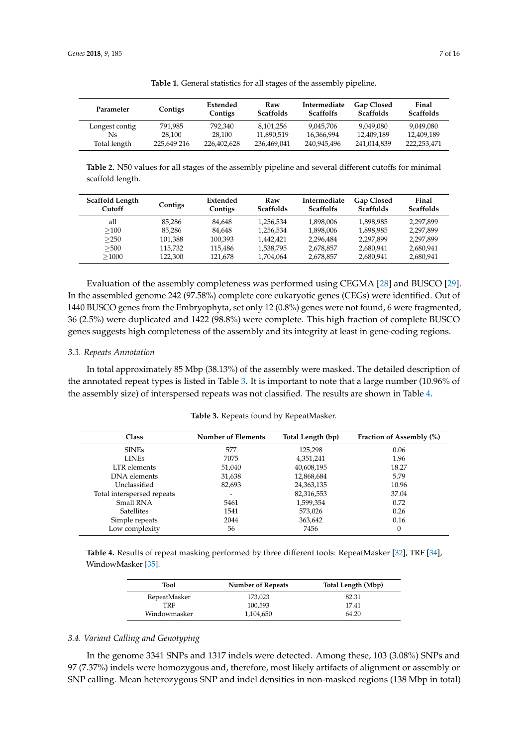**Table 1.** General statistics for all stages of the assembly pipeline.

| Parameter | Contigs | Extended Contigs | Raw Scaffolds | Intermediate Scaffolds | Gap Closed Scaffolds | Final Scaffolds |
|---|---|---|---|---|---|---|
| Longest contig | 791,985 | 792,340 | 8,101,256 | 9,045,706 | 9,049,080 | 9,049,080 |
| Ns | 28,100 | 28,100 | 11,890,519 | 16,366,994 | 12,409,189 | 12,409,189 |
| Total length | 225,649 216 | 226,402,628 | 236,469,041 | 240,945,496 | 241,014,839 | 222,253,471 |

**Table 2.** N50 values for all stages of the assembly pipeline and several different cutoffs for minimal scaffold length.

| Scaffold Length Cutoff | Contigs | Extended Contigs | Raw Scaffolds | Intermediate Scaffolds | Gap Closed Scaffolds | Final Scaffolds |
|---|---|---|---|---|---|---|
| all | 85,286 | 84,648 | 1,256,534 | 1,898,006 | 1,898,985 | 2,297,899 |
| ≥100 | 85,286 | 84,648 | 1,256,534 | 1,898,006 | 1,898,985 | 2,297,899 |
| ≥250 | 101,388 | 100,393 | 1,442,421 | 2,296,484 | 2,297,899 | 2,297,899 |
| ≥500 | 115,732 | 115,486 | 1,538,795 | 2,678,857 | 2,680,941 | 2,680,941 |
| ≥1000 | 122,300 | 121,678 | 1,704,064 | 2,678,857 | 2,680,941 | 2,680,941 |

Evaluation of the assembly completeness was performed using CEGMA [28] and BUSCO [29]. In the assembled genome 242 (97.58%) complete core eukaryotic genes (CEGs) were identified. Out of 1440 BUSCO genes from the Embryophyta, set only 12 (0.8%) genes were not found, 6 were fragmented, 36 (2.5%) were duplicated and 1422 (98.8%) were complete. This high fraction of complete BUSCO genes suggests high completeness of the assembly and its integrity at least in gene-coding regions.

### 3.3. Repeats Annotation

In total approximately 85 Mbp (38.13%) of the assembly were masked. The detailed description of the annotated repeat types is listed in Table 3. It is important to note that a large number (10.96% of the assembly size) of interspersed repeats was not classified. The results are shown in Table 4.

**Table 3.** Repeats found by RepeatMasker.

| Class | Number of Elements | Total Length (bp) | Fraction of Assembly (%) |
|---|---|---|---|
| SINEs | 577 | 125,298 | 0.06 |
| LINEs | 7075 | 4,351,241 | 1.96 |
| LTR elements | 51,040 | 40,608,195 | 18.27 |
| DNA elements | 31,638 | 12,868,684 | 5.79 |
| Unclassified | 82,693 | 24,363,135 | 10.96 |
| Total interspersed repeats | - | 82,316,553 | 37.04 |
| Small RNA | 5461 | 1,599,354 | 0.72 |
| Satellites | 1541 | 573,026 | 0.26 |
| Simple repeats | 2044 | 363,642 | 0.16 |
| Low complexity | 56 | 7456 | 0 |

**Table 4.** Results of repeat masking performed by three different tools: RepeatMasker [32], TRF [34], WindowMasker [35].

| Tool | Number of Repeats | Total Length (Mbp) |
|---|---|---|
| RepeatMasker | 173,023 | 82.31 |
| TRF | 100,593 | 17.41 |
| Windowmasker | 1,104,650 | 64.20 |

### 3.4. Variant Calling and Genotyping

In the genome 3341 SNPs and 1317 indels were detected. Among these, 103 (3.08%) SNPs and 97 (7.37%) indels were homozygous and, therefore, most likely artifacts of alignment or assembly or SNP calling. Mean heterozygous SNP and indel densities in non-masked regions (138 Mbp in total)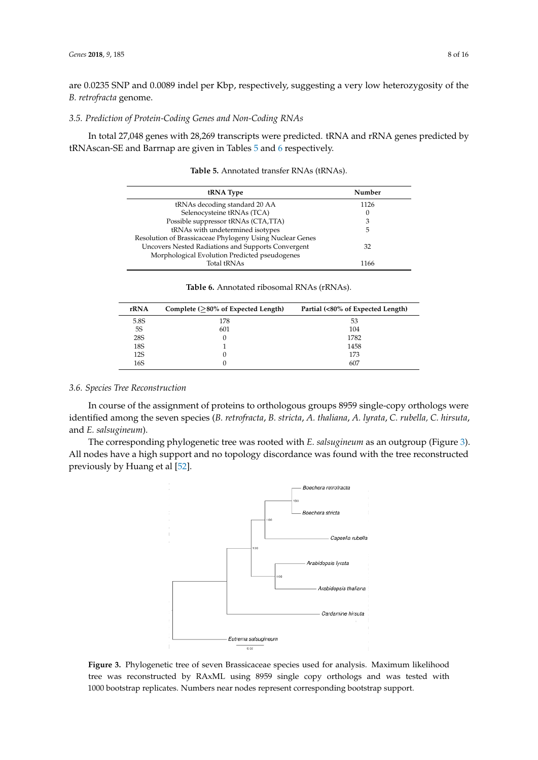are 0.0235 SNP and 0.0089 indel per Kbp, respectively, suggesting a very low heterozygosity of the *B. retrofracta* genome.

### 3.5. Prediction of Protein-Coding Genes and Non-Coding RNAs

In total 27,048 genes with 28,269 transcripts were predicted. tRNA and rRNA genes predicted by tRNAscan-SE and Barrnap are given in Tables 5 and 6 respectively.

**Table 5.** Annotated transfer RNAs (tRNAs).

| tRNA Type | Number |
|---|---|
| tRNAs decoding standard 20 AA | 1126 |
| Selenocysteine tRNAs (TCA) | 0 |
| Possible suppressor tRNAs (CTA,TTA) | 3 |
| tRNAs with undetermined isotypes | 5 |
| Resolution of Brassicaceae Phylogeny Using Nuclear Genes Uncovers Nested Radiations and Supports Convergent Morphological Evolution Predicted pseudogenes | 32 |
| Total tRNAs | 1166 |

**Table 6.** Annotated ribosomal RNAs (rRNAs).

| rRNA | Complete ($\geq$80% of Expected Length) | Partial (<80% of Expected Length) |
|---|---|---|
| 5.8S | 178 | 53 |
| 5S | 601 | 104 |
| 28S | 0 | 1782 |
| 18S | 1 | 1458 |
| 12S | 0 | 173 |
| 16S | 0 | 607 |

### 3.6. Species Tree Reconstruction

In course of the assignment of proteins to orthologous groups 8959 single-copy orthologs were identified among the seven species (*B. retrofracta*, *B. stricta*, *A. thaliana*, *A. lyrata*, *C. rubella, C. hirsuta*, and *E. salsugineum*).

The corresponding phylogenetic tree was rooted with *E. salsugineum* as an outgroup (Figure 3). All nodes have a high support and no topology discordance was found with the tree reconstructed previously by Huang et al [52].

**Figure 3.** Phylogenetic tree of seven Brassicaceae species used for analysis. Maximum likelihood tree was reconstructed by RAxML using 8959 single copy orthologs and was tested with 1000 bootstrap replicates. Numbers near nodes represent corresponding bootstrap support.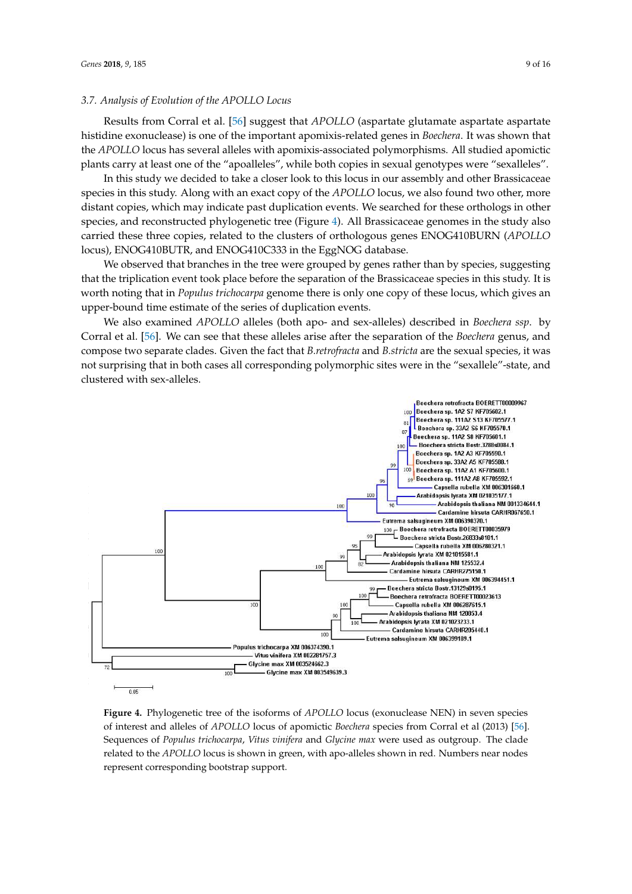### 3.7. Analysis of Evolution of the APOLLO Locus

Results from Corral et al. [56] suggest that *APOLLO* (aspartate glutamate aspartate aspartate histidine exonuclease) is one of the important apomixis-related genes in *Boechera*. It was shown that the *APOLLO* locus has several alleles with apomixis-associated polymorphisms. All studied apomictic plants carry at least one of the "apoalleles", while both copies in sexual genotypes were "sexalleles".

In this study we decided to take a closer look to this locus in our assembly and other Brassicaceae species in this study. Along with an exact copy of the *APOLLO* locus, we also found two other, more distant copies, which may indicate past duplication events. We searched for these orthologs in other species, and reconstructed phylogenetic tree (Figure 4). All Brassicaceae genomes in the study also carried these three copies, related to the clusters of orthologous genes ENOG410BURN (*APOLLO* locus), ENOG410BUTR, and ENOG410C333 in the EggNOG database.

We observed that branches in the tree were grouped by genes rather than by species, suggesting that the triplication event took place before the separation of the Brassicaceae species in this study. It is worth noting that in *Populus trichocarpa* genome there is only one copy of these locus, which gives an upper-bound time estimate of the series of duplication events.

We also examined *APOLLO* alleles (both apo- and sex-alleles) described in *Boechera ssp*. by Corral et al. [56]. We can see that these alleles arise after the separation of the *Boechera* genus, and compose two separate clades. Given the fact that *B.retrofracta* and *B.stricta* are the sexual species, it was not surprising that in both cases all corresponding polymorphic sites were in the "sexallele"-state, and clustered with sex-alleles.

**Figure 4.** Phylogenetic tree of the isoforms of *APOLLO* locus (exonuclease NEN) in seven species of interest and alleles of *APOLLO* locus of apomictic *Boechera* species from Corral et al (2013) [56]. Sequences of *Populus trichocarpa*, *Vitus vinifera* and *Glycine max* were used as outgroup. The clade related to the *APOLLO* locus is shown in green, with apo-alleles shown in red. Numbers near nodes represent corresponding bootstrap support.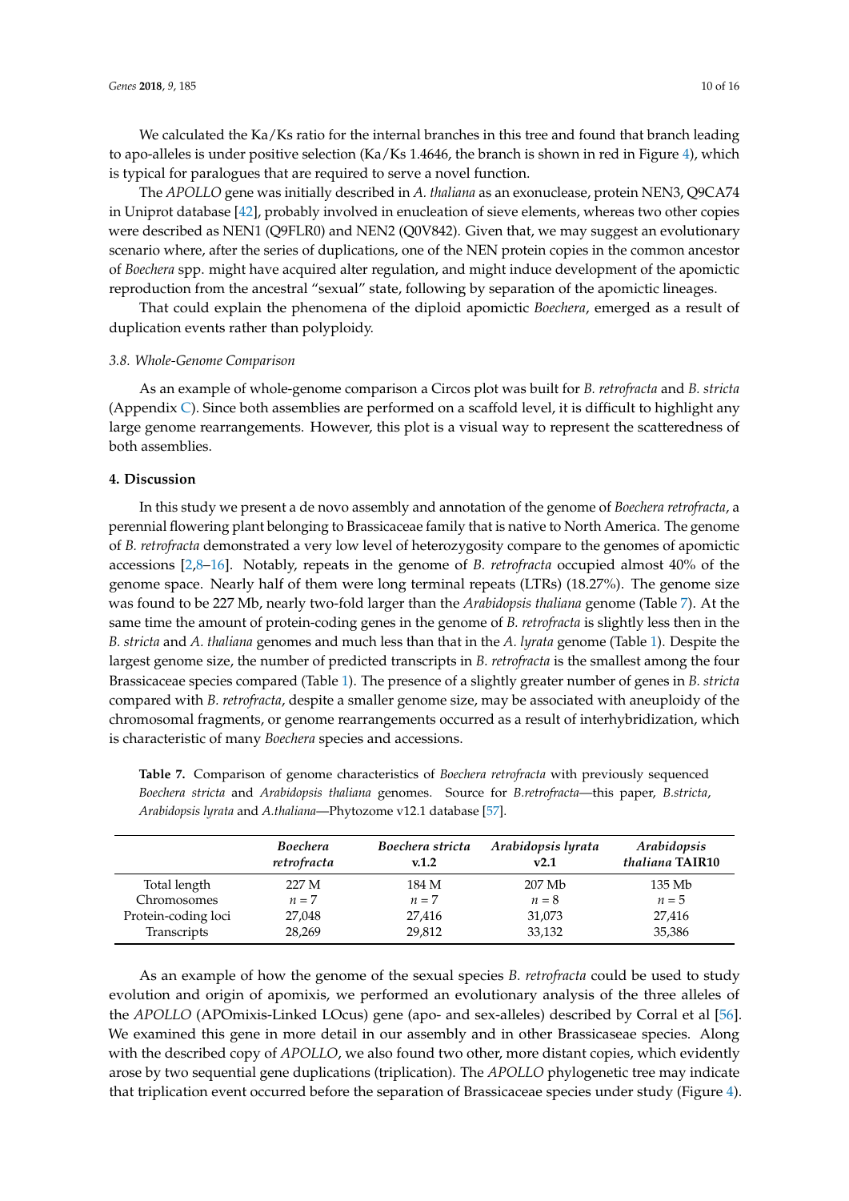We calculated the Ka/Ks ratio for the internal branches in this tree and found that branch leading to apo-alleles is under positive selection (Ka/Ks 1.4646, the branch is shown in red in Figure 4), which is typical for paralogues that are required to serve a novel function.

The *APOLLO* gene was initially described in *A. thaliana* as an exonuclease, protein NEN3, Q9CA74 in Uniprot database [42], probably involved in enucleation of sieve elements, whereas two other copies were described as NEN1 (Q9FLR0) and NEN2 (Q0V842). Given that, we may suggest an evolutionary scenario where, after the series of duplications, one of the NEN protein copies in the common ancestor of *Boechera* spp. might have acquired alter regulation, and might induce development of the apomictic reproduction from the ancestral "sexual" state, following by separation of the apomictic lineages.

That could explain the phenomena of the diploid apomictic *Boechera*, emerged as a result of duplication events rather than polyploidy.

### 3.8. Whole-Genome Comparison

As an example of whole-genome comparison a Circos plot was built for *B. retrofracta* and *B. stricta* (Appendix C). Since both assemblies are performed on a scaffold level, it is difficult to highlight any large genome rearrangements. However, this plot is a visual way to represent the scatteredness of both assemblies.

## 4. Discussion

In this study we present a de novo assembly and annotation of the genome of *Boechera retrofracta*, a perennial flowering plant belonging to Brassicaceae family that is native to North America. The genome of *B. retrofracta* demonstrated a very low level of heterozygosity compare to the genomes of apomictic accessions [2,8–16]. Notably, repeats in the genome of *B. retrofracta* occupied almost 40% of the genome space. Nearly half of them were long terminal repeats (LTRs) (18.27%). The genome size was found to be 227 Mb, nearly two-fold larger than the *Arabidopsis thaliana* genome (Table 7). At the same time the amount of protein-coding genes in the genome of *B. retrofracta* is slightly less then in the *B. stricta* and *A. thaliana* genomes and much less than that in the *A. lyrata* genome (Table 1). Despite the largest genome size, the number of predicted transcripts in *B. retrofracta* is the smallest among the four Brassicaceae species compared (Table 1). The presence of a slightly greater number of genes in *B. stricta* compared with *B. retrofracta*, despite a smaller genome size, may be associated with aneuploidy of the chromosomal fragments, or genome rearrangements occurred as a result of interhybridization, which is characteristic of many *Boechera* species and accessions.

**Table 7.** Comparison of genome characteristics of *Boechera retrofracta* with previously sequenced *Boechera stricta* and *Arabidopsis thaliana* genomes. Source for *B.retrofracta*—this paper, *B.stricta*, *Arabidopsis lyrata* and *A.thaliana*—Phytozome v12.1 database [57].

| | *Boechera retrofracta* | *Boechera stricta* v.1.2 | *Arabidopsis lyrata* v2.1 | *Arabidopsis thaliana* TAIR10 |
|---|---|---|---|---|
| Total length | 227 M | 184 M | 207 Mb | 135 Mb |
| Chromosomes | $n = 7$ | $n = 7$ | $n = 8$ | $n = 5$ |
| Protein-coding loci | 27,048 | 27,416 | 31,073 | 27,416 |
| Transcripts | 28,269 | 29,812 | 33,132 | 35,386 |

As an example of how the genome of the sexual species *B. retrofracta* could be used to study evolution and origin of apomixis, we performed an evolutionary analysis of the three alleles of the *APOLLO* (APOmixis-Linked LOcus) gene (apo- and sex-alleles) described by Corral et al [56]. We examined this gene in more detail in our assembly and in other Brassicaseae species. Along with the described copy of *APOLLO*, we also found two other, more distant copies, which evidently arose by two sequential gene duplications (triplication). The *APOLLO* phylogenetic tree may indicate that triplication event occurred before the separation of Brassicaceae species under study (Figure 4).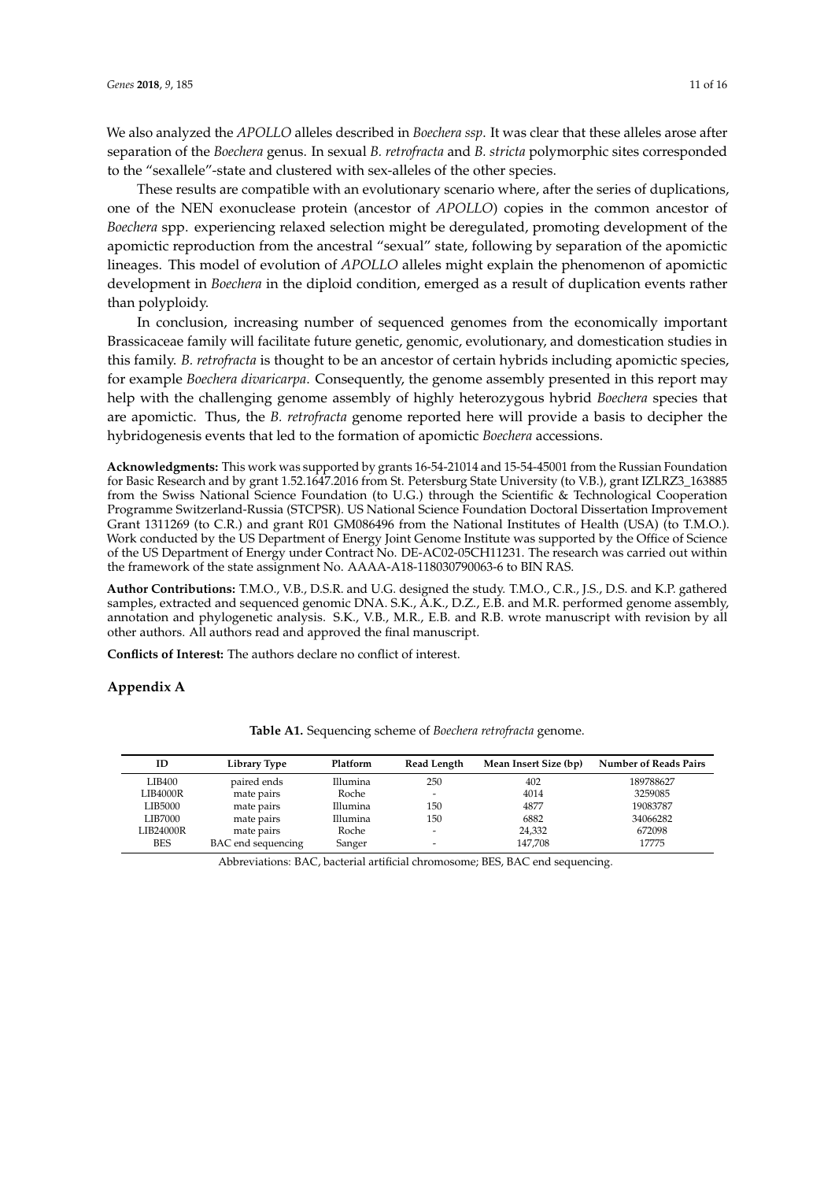We also analyzed the *APOLLO* alleles described in *Boechera ssp*. It was clear that these alleles arose after separation of the *Boechera* genus. In sexual *B. retrofracta* and *B. stricta* polymorphic sites corresponded to the "sexallele"-state and clustered with sex-alleles of the other species.

These results are compatible with an evolutionary scenario where, after the series of duplications, one of the NEN exonuclease protein (ancestor of *APOLLO*) copies in the common ancestor of *Boechera* spp. experiencing relaxed selection might be deregulated, promoting development of the apomictic reproduction from the ancestral "sexual" state, following by separation of the apomictic lineages. This model of evolution of *APOLLO* alleles might explain the phenomenon of apomictic development in *Boechera* in the diploid condition, emerged as a result of duplication events rather than polyploidy.

In conclusion, increasing number of sequenced genomes from the economically important Brassicaceae family will facilitate future genetic, genomic, evolutionary, and domestication studies in this family. *B. retrofracta* is thought to be an ancestor of certain hybrids including apomictic species, for example *Boechera divaricarpa*. Consequently, the genome assembly presented in this report may help with the challenging genome assembly of highly heterozygous hybrid *Boechera* species that are apomictic. Thus, the *B. retrofracta* genome reported here will provide a basis to decipher the hybridogenesis events that led to the formation of apomictic *Boechera* accessions.

**Acknowledgments:** This work was supported by grants 16-54-21014 and 15-54-45001 from the Russian Foundation for Basic Research and by grant 1.52.1647.2016 from St. Petersburg State University (to V.B.), grant IZLRZ3_163885 from the Swiss National Science Foundation (to U.G.) through the Scientific & Technological Cooperation Programme Switzerland-Russia (STCPSR). US National Science Foundation Doctoral Dissertation Improvement Grant 1311269 (to C.R.) and grant R01 GM086496 from the National Institutes of Health (USA) (to T.M.O.). Work conducted by the US Department of Energy Joint Genome Institute was supported by the Office of Science of the US Department of Energy under Contract No. DE-AC02-05CH11231. The research was carried out within the framework of the state assignment No. AAAA-A18-118030790063-6 to BIN RAS.

**Author Contributions:** T.M.O., V.B., D.S.R. and U.G. designed the study. T.M.O., C.R., J.S., D.S. and K.P. gathered samples, extracted and sequenced genomic DNA. S.K., A.K., D.Z., E.B. and M.R. performed genome assembly, annotation and phylogenetic analysis. S.K., V.B., M.R., E.B. and R.B. wrote manuscript with revision by all other authors. All authors read and approved the final manuscript.

**Conflicts of Interest:** The authors declare no conflict of interest.

## Appendix A

**Table A1.** Sequencing scheme of *Boechera retrofracta* genome.

| ID | Library Type | Platform | Read Length | Mean Insert Size (bp) | Number of Reads Pairs |
|---|---|---|---|---|---|
| LIB400 | paired ends | Illumina | 250 | 402 | 189788627 |
| LIB4000R | mate pairs | Roche | - | 4014 | 3259085 |
| LIB5000 | mate pairs | Illumina | 150 | 4877 | 19083787 |
| LIB7000 | mate pairs | Illumina | 150 | 6882 | 34066282 |
| LIB24000R | mate pairs | Roche | - | 24,332 | 672098 |
| BES | BAC end sequencing | Sanger | - | 147,708 | 17775 |

Abbreviations: BAC, bacterial artificial chromosome; BES, BAC end sequencing.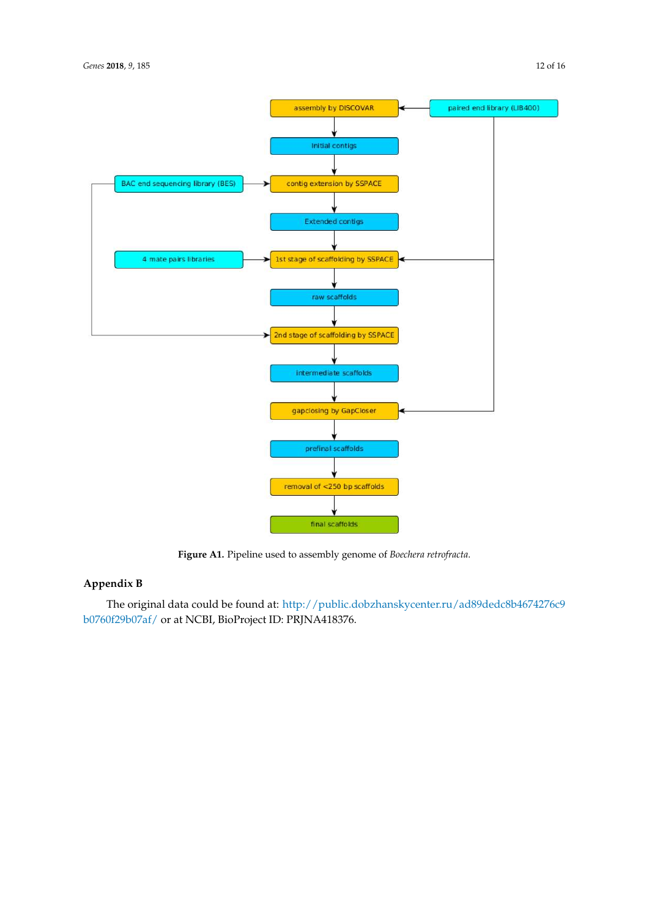Figure A1. Pipeline used to assembly genome of *Boechera retrofracta*.

## Appendix B

The original data could be found at: http://public.dobzhanskycenter.ru/ad89dedc8b4674276c9b0760f29b07af/ or at NCBI, BioProject ID: PRJNA418376.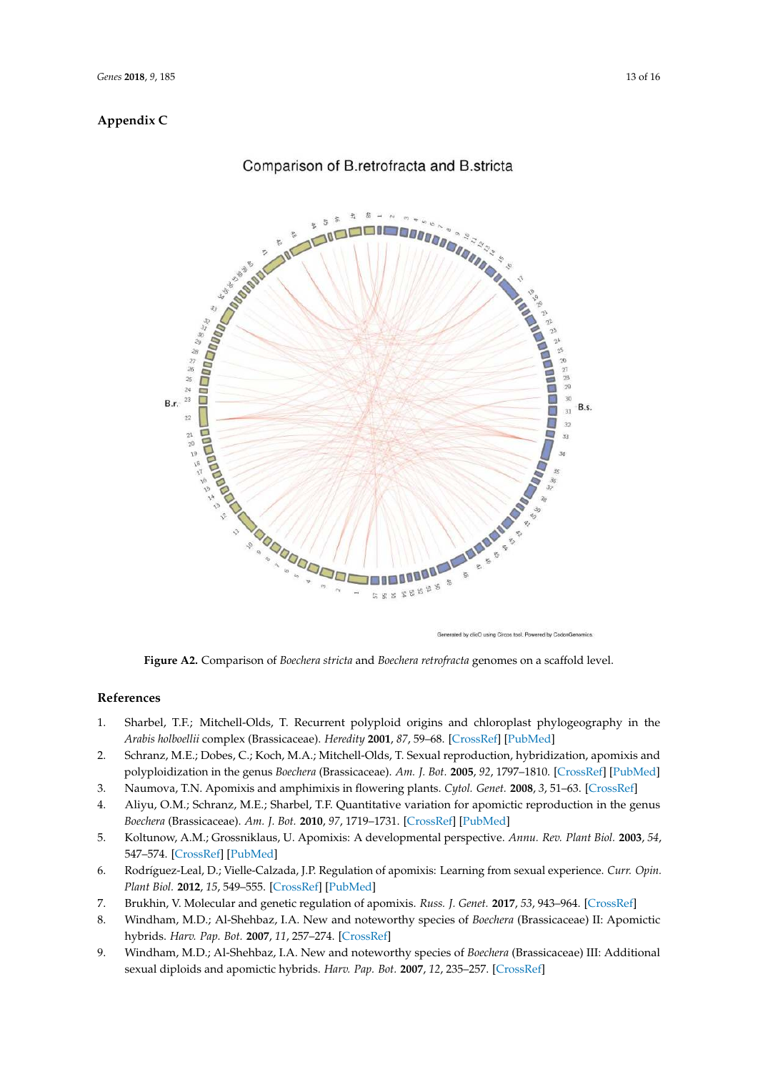## Appendix C

Figure A2. Comparison of *Boechera stricta* and *Boechera retrofracta* genomes on a scaffold level.

## References

1. Sharbel, T.F.; Mitchell-Olds, T. Recurrent polyploid origins and chloroplast phylogeography in the *Arabis holboellii* complex (Brassicaceae). *Heredity* **2001**, *87*, 59–68. [CrossRef] [PubMed]
2. Schranz, M.E.; Dobes, C.; Koch, M.A.; Mitchell-Olds, T. Sexual reproduction, hybridization, apomixis and polyploidization in the genus *Boechera* (Brassicaceae). *Am. J. Bot.* **2005**, *92*, 1797–1810. [CrossRef] [PubMed]
3. Naumova, T.N. Apomixis and amphimixis in flowering plants. *Cytol. Genet.* **2008**, *3*, 51–63. [CrossRef]
4. Aliyu, O.M.; Schranz, M.E.; Sharbel, T.F. Quantitative variation for apomictic reproduction in the genus *Boechera* (Brassicaceae). *Am. J. Bot.* **2010**, *97*, 1719–1731. [CrossRef] [PubMed]
5. Koltunow, A.M.; Grossniklaus, U. Apomixis: A developmental perspective. *Annu. Rev. Plant Biol.* **2003**, *54*, 547–574. [CrossRef] [PubMed]
6. Rodríguez-Leal, D.; Vielle-Calzada, J.P. Regulation of apomixis: Learning from sexual experience. *Curr. Opin. Plant Biol.* **2012**, *15*, 549–555. [CrossRef] [PubMed]
7. Brukhin, V. Molecular and genetic regulation of apomixis. *Russ. J. Genet.* **2017**, *53*, 943–964. [CrossRef]
8. Windham, M.D.; Al-Shehbaz, I.A. New and noteworthy species of *Boechera* (Brassicaceae) II: Apomictic hybrids. *Harv. Pap. Bot.* **2007**, *11*, 257–274. [CrossRef]
9. Windham, M.D.; Al-Shehbaz, I.A. New and noteworthy species of *Boechera* (Brassicaceae) III: Additional sexual diploids and apomictic hybrids. *Harv. Pap. Bot.* **2007**, *12*, 235–257. [CrossRef]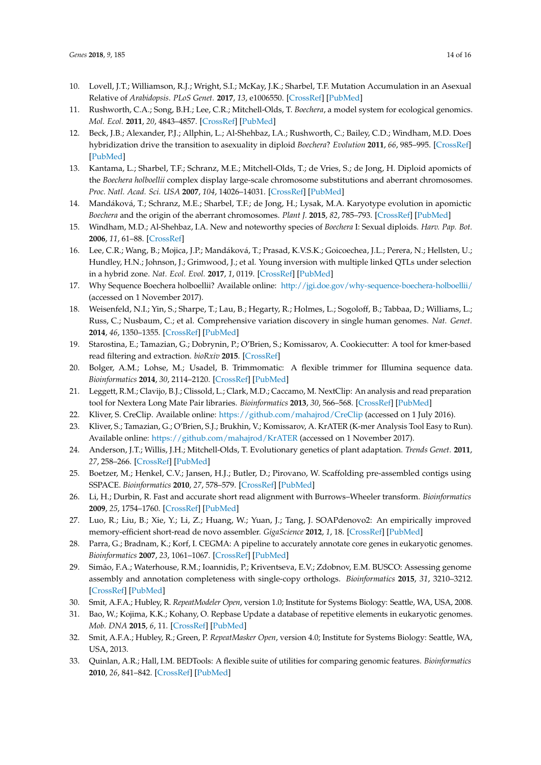10. Lovell, J.T.; Williamson, R.J.; Wright, S.I.; McKay, J.K.; Sharbel, T.F. Mutation Accumulation in an Asexual Relative of *Arabidopsis*. *PLoS Genet.* **2017**, *13*, e1006550. [CrossRef] [PubMed]
11. Rushworth, C.A.; Song, B.H.; Lee, C.R.; Mitchell-Olds, T. *Boechera*, a model system for ecological genomics. *Mol. Ecol.* **2011**, *20*, 4843–4857. [CrossRef] [PubMed]
12. Beck, J.B.; Alexander, P.J.; Allphin, L.; Al-Shehbaz, I.A.; Rushworth, C.; Bailey, C.D.; Windham, M.D. Does hybridization drive the transition to asexuality in diploid *Boechera*? *Evolution* **2011**, *66*, 985–995. [CrossRef] [PubMed]
13. Kantama, L.; Sharbel, T.F.; Schranz, M.E.; Mitchell-Olds, T.; de Vries, S.; de Jong, H. Diploid apomicts of the *Boechera holboellii* complex display large-scale chromosome substitutions and aberrant chromosomes. *Proc. Natl. Acad. Sci. USA* **2007**, *104*, 14026–14031. [CrossRef] [PubMed]
14. Mandáková, T.; Schranz, M.E.; Sharbel, T.F.; de Jong, H.; Lysak, M.A. Karyotype evolution in apomictic *Boechera* and the origin of the aberrant chromosomes. *Plant J.* **2015**, *82*, 785–793. [CrossRef] [PubMed]
15. Windham, M.D.; Al-Shehbaz, I.A. New and noteworthy species of *Boechera* I: Sexual diploids. *Harv. Pap. Bot.* **2006**, *11*, 61–88. [CrossRef]
16. Lee, C.R.; Wang, B.; Mojica, J.P.; Mandáková, T.; Prasad, K.V.S.K.; Goicoechea, J.L.; Perera, N.; Hellsten, U.; Hundley, H.N.; Johnson, J.; Grimwood, J.; et al. Young inversion with multiple linked QTLs under selection in a hybrid zone. *Nat. Ecol. Evol.* **2017**, *1*, 0119. [CrossRef] [PubMed]
17. Why Sequence Boechera holboellii? Available online: http://jgi.doe.gov/why-sequence-boechera-holboellii/ (accessed on 1 November 2017).
18. Weisenfeld, N.I.; Yin, S.; Sharpe, T.; Lau, B.; Hegarty, R.; Holmes, L.; Sogoloff, B.; Tabbaa, D.; Williams, L.; Russ, C.; Nusbaum, C.; et al. Comprehensive variation discovery in single human genomes. *Nat. Genet.* **2014**, *46*, 1350–1355. [CrossRef] [PubMed]
19. Starostina, E.; Tamazian, G.; Dobrynin, P.; O'Brien, S.; Komissarov, A. Cookiecutter: A tool for kmer-based read filtering and extraction. *bioRxiv* **2015**. [CrossRef]
20. Bolger, A.M.; Lohse, M.; Usadel, B. Trimmomatic: A flexible trimmer for Illumina sequence data. *Bioinformatics* **2014**, *30*, 2114–2120. [CrossRef] [PubMed]
21. Leggett, R.M.; Clavijo, B.J.; Clissold, L.; Clark, M.D.; Caccamo, M. NextClip: An analysis and read preparation tool for Nextera Long Mate Pair libraries. *Bioinformatics* **2013**, *30*, 566–568. [CrossRef] [PubMed]
22. Kliver, S. CreClip. Available online: https://github.com/mahajrod/CreClip (accessed on 1 July 2016).
23. Kliver, S.; Tamazian, G.; O'Brien, S.J.; Brukhin, V.; Komissarov, A. KrATER (K-mer Analysis Tool Easy to Run). Available online: https://github.com/mahajrod/KrATER (accessed on 1 November 2017).
24. Anderson, J.T.; Willis, J.H.; Mitchell-Olds, T. Evolutionary genetics of plant adaptation. *Trends Genet.* **2011**, *27*, 258–266. [CrossRef] [PubMed]
25. Boetzer, M.; Henkel, C.V.; Jansen, H.J.; Butler, D.; Pirovano, W. Scaffolding pre-assembled contigs using SSPACE. *Bioinformatics* **2010**, *27*, 578–579. [CrossRef] [PubMed]
26. Li, H.; Durbin, R. Fast and accurate short read alignment with Burrows–Wheeler transform. *Bioinformatics* **2009**, *25*, 1754–1760. [CrossRef] [PubMed]
27. Luo, R.; Liu, B.; Xie, Y.; Li, Z.; Huang, W.; Yuan, J.; Tang, J. SOAPdenovo2: An empirically improved memory-efficient short-read de novo assembler. *GigaScience* **2012**, *1*, 18. [CrossRef] [PubMed]
28. Parra, G.; Bradnam, K.; Korf, I. CEGMA: A pipeline to accurately annotate core genes in eukaryotic genomes. *Bioinformatics* **2007**, *23*, 1061–1067. [CrossRef] [PubMed]
29. Simão, F.A.; Waterhouse, R.M.; Ioannidis, P.; Kriventseva, E.V.; Zdobnov, E.M. BUSCO: Assessing genome assembly and annotation completeness with single-copy orthologs. *Bioinformatics* **2015**, *31*, 3210–3212. [CrossRef] [PubMed]
30. Smit, A.F.A.; Hubley, R. *RepeatModeler Open*, version 1.0; Institute for Systems Biology: Seattle, WA, USA, 2008.
31. Bao, W.; Kojima, K.K.; Kohany, O. Repbase Update a database of repetitive elements in eukaryotic genomes. *Mob. DNA* **2015**, *6*, 11. [CrossRef] [PubMed]
32. Smit, A.F.A.; Hubley, R.; Green, P. *RepeatMasker Open*, version 4.0; Institute for Systems Biology: Seattle, WA, USA, 2013.
33. Quinlan, A.R.; Hall, I.M. BEDTools: A flexible suite of utilities for comparing genomic features. *Bioinformatics* **2010**, *26*, 841–842. [CrossRef] [PubMed]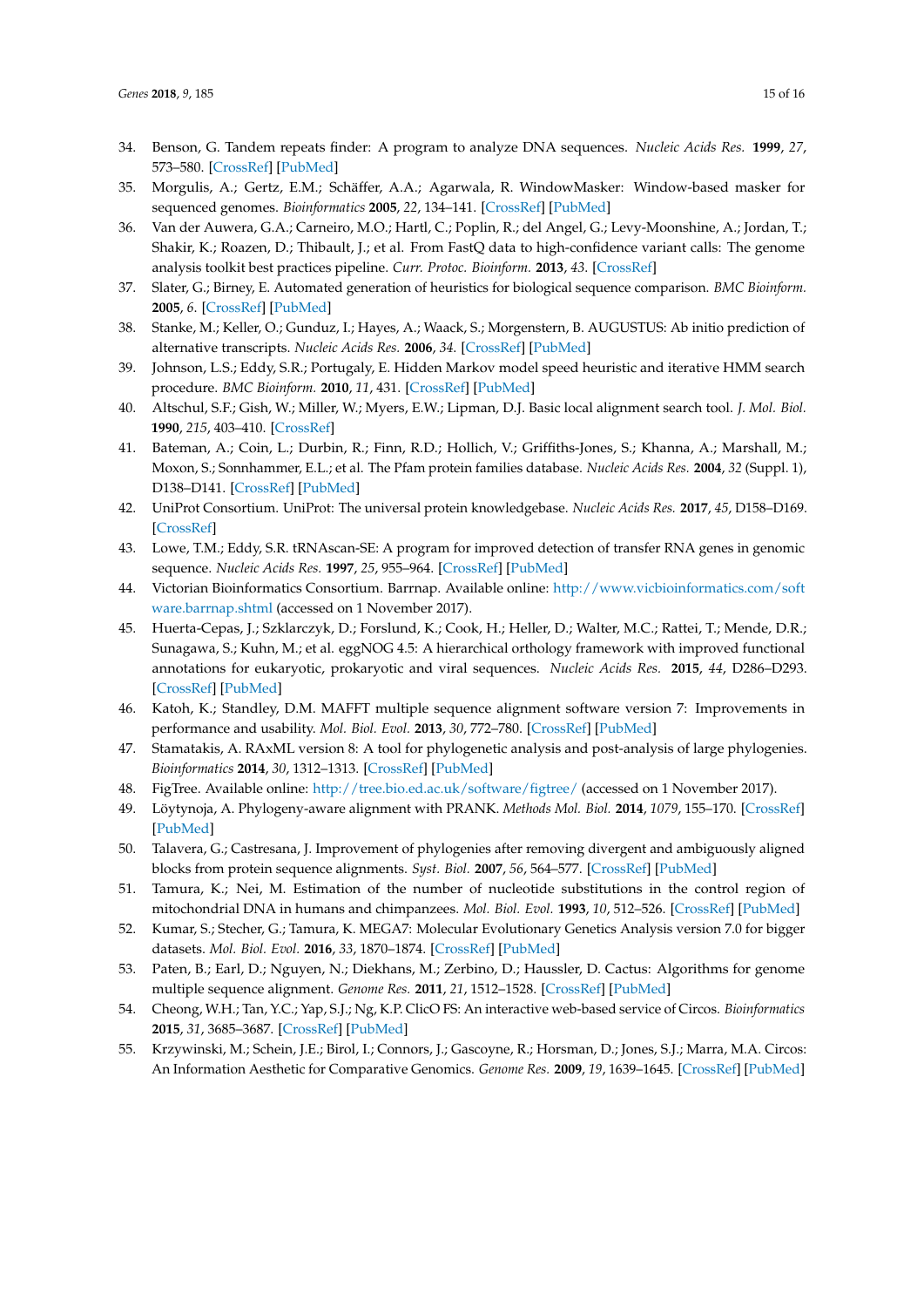34. Benson, G. Tandem repeats finder: A program to analyze DNA sequences. *Nucleic Acids Res.* **1999**, *27*, 573–580. [CrossRef] [PubMed]
35. Morgulis, A.; Gertz, E.M.; Schäffer, A.A.; Agarwala, R. WindowMasker: Window-based masker for sequenced genomes. *Bioinformatics* **2005**, *22*, 134–141. [CrossRef] [PubMed]
36. Van der Auwera, G.A.; Carneiro, M.O.; Hartl, C.; Poplin, R.; del Angel, G.; Levy-Moonshine, A.; Jordan, T.; Shakir, K.; Roazen, D.; Thibault, J.; et al. From FastQ data to high-confidence variant calls: The genome analysis toolkit best practices pipeline. *Curr. Protoc. Bioinform.* **2013**, *43*. [CrossRef]
37. Slater, G.; Birney, E. Automated generation of heuristics for biological sequence comparison. *BMC Bioinform.* **2005**, *6*. [CrossRef] [PubMed]
38. Stanke, M.; Keller, O.; Gunduz, I.; Hayes, A.; Waack, S.; Morgenstern, B. AUGUSTUS: Ab initio prediction of alternative transcripts. *Nucleic Acids Res.* **2006**, *34*. [CrossRef] [PubMed]
39. Johnson, L.S.; Eddy, S.R.; Portugaly, E. Hidden Markov model speed heuristic and iterative HMM search procedure. *BMC Bioinform.* **2010**, *11*, 431. [CrossRef] [PubMed]
40. Altschul, S.F.; Gish, W.; Miller, W.; Myers, E.W.; Lipman, D.J. Basic local alignment search tool. *J. Mol. Biol.* **1990**, *215*, 403–410. [CrossRef]
41. Bateman, A.; Coin, L.; Durbin, R.; Finn, R.D.; Hollich, V.; Griffiths-Jones, S.; Khanna, A.; Marshall, M.; Moxon, S.; Sonnhammer, E.L.; et al. The Pfam protein families database. *Nucleic Acids Res.* **2004**, *32* (Suppl. 1), D138–D141. [CrossRef] [PubMed]
42. UniProt Consortium. UniProt: The universal protein knowledgebase. *Nucleic Acids Res.* **2017**, *45*, D158–D169. [CrossRef]
43. Lowe, T.M.; Eddy, S.R. tRNAscan-SE: A program for improved detection of transfer RNA genes in genomic sequence. *Nucleic Acids Res.* **1997**, *25*, 955–964. [CrossRef] [PubMed]
44. Victorian Bioinformatics Consortium. Barrnap. Available online: http://www.vicbioinformatics.com/software.barrnap.shtml (accessed on 1 November 2017).
45. Huerta-Cepas, J.; Szklarczyk, D.; Forslund, K.; Cook, H.; Heller, D.; Walter, M.C.; Rattei, T.; Mende, D.R.; Sunagawa, S.; Kuhn, M.; et al. eggNOG 4.5: A hierarchical orthology framework with improved functional annotations for eukaryotic, prokaryotic and viral sequences. *Nucleic Acids Res.* **2015**, *44*, D286–D293. [CrossRef] [PubMed]
46. Katoh, K.; Standley, D.M. MAFFT multiple sequence alignment software version 7: Improvements in performance and usability. *Mol. Biol. Evol.* **2013**, *30*, 772–780. [CrossRef] [PubMed]
47. Stamatakis, A. RAxML version 8: A tool for phylogenetic analysis and post-analysis of large phylogenies. *Bioinformatics* **2014**, *30*, 1312–1313. [CrossRef] [PubMed]
48. FigTree. Available online: http://tree.bio.ed.ac.uk/software/figtree/ (accessed on 1 November 2017).
49. Löytynoja, A. Phylogeny-aware alignment with PRANK. *Methods Mol. Biol.* **2014**, *1079*, 155–170. [CrossRef] [PubMed]
50. Talavera, G.; Castresana, J. Improvement of phylogenies after removing divergent and ambiguously aligned blocks from protein sequence alignments. *Syst. Biol.* **2007**, *56*, 564–577. [CrossRef] [PubMed]
51. Tamura, K.; Nei, M. Estimation of the number of nucleotide substitutions in the control region of mitochondrial DNA in humans and chimpanzees. *Mol. Biol. Evol.* **1993**, *10*, 512–526. [CrossRef] [PubMed]
52. Kumar, S.; Stecher, G.; Tamura, K. MEGA7: Molecular Evolutionary Genetics Analysis version 7.0 for bigger datasets. *Mol. Biol. Evol.* **2016**, *33*, 1870–1874. [CrossRef] [PubMed]
53. Paten, B.; Earl, D.; Nguyen, N.; Diekhans, M.; Zerbino, D.; Haussler, D. Cactus: Algorithms for genome multiple sequence alignment. *Genome Res.* **2011**, *21*, 1512–1528. [CrossRef] [PubMed]
54. Cheong, W.H.; Tan, Y.C.; Yap, S.J.; Ng, K.P. ClicO FS: An interactive web-based service of Circos. *Bioinformatics* **2015**, *31*, 3685–3687. [CrossRef] [PubMed]
55. Krzywinski, M.; Schein, J.E.; Birol, I.; Connors, J.; Gascoyne, R.; Horsman, D.; Jones, S.J.; Marra, M.A. Circos: An Information Aesthetic for Comparative Genomics. *Genome Res.* **2009**, *19*, 1639–1645. [CrossRef] [PubMed]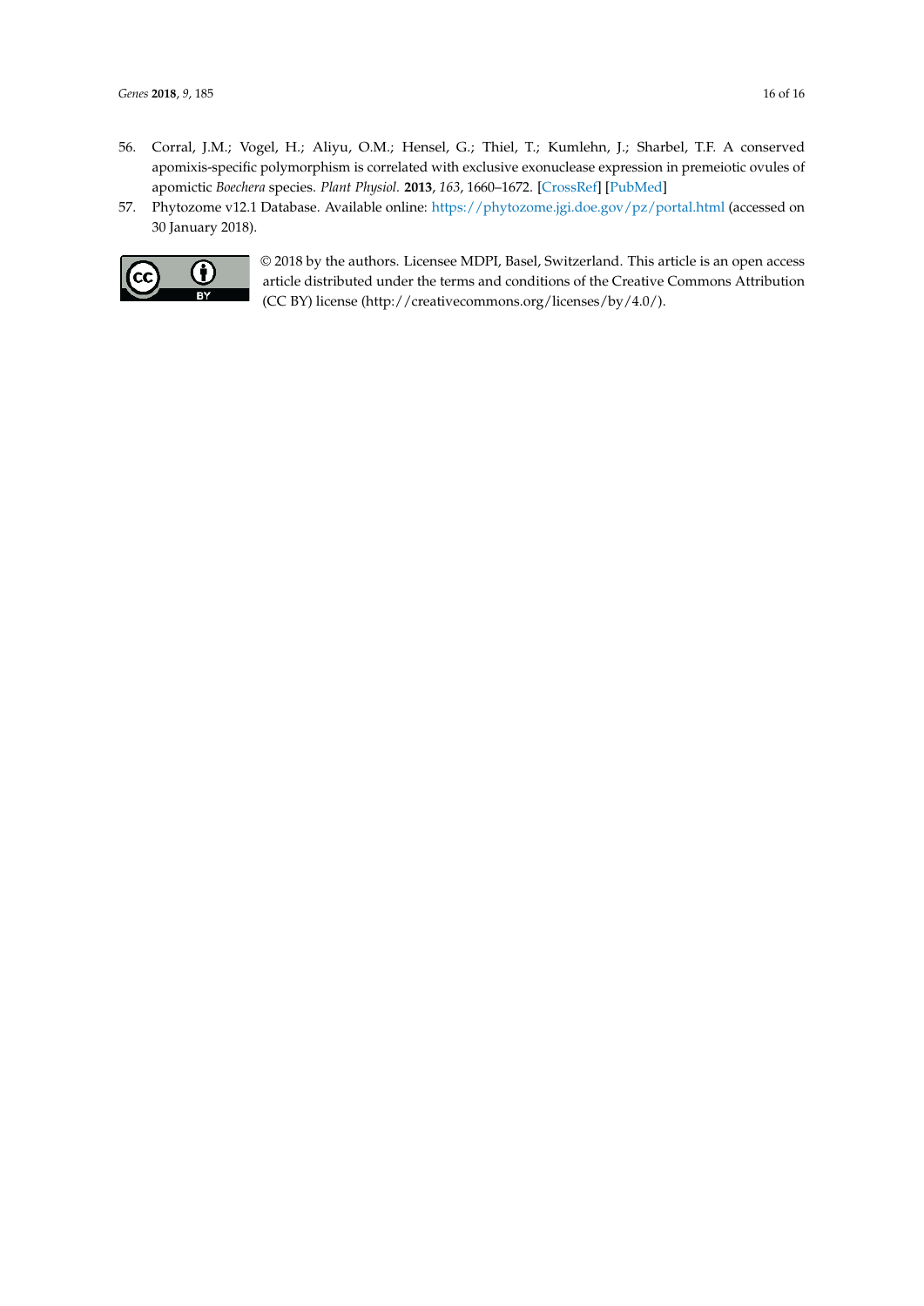56. Corral, J.M.; Vogel, H.; Aliyu, O.M.; Hensel, G.; Thiel, T.; Kumlehn, J.; Sharbel, T.F. A conserved apomixis-specific polymorphism is correlated with exclusive exonuclease expression in premeiotic ovules of apomictic *Boechera* species. *Plant Physiol.* **2013**, *163*, 1660–1672. [CrossRef] [PubMed]
57. Phytozome v12.1 Database. Available online: https://phytozome.jgi.doe.gov/pz/portal.html (accessed on 30 January 2018).

© 2018 by the authors. Licensee MDPI, Basel, Switzerland. This article is an open access article distributed under the terms and conditions of the Creative Commons Attribution (CC BY) license (http://creativecommons.org/licenses/by/4.0/).